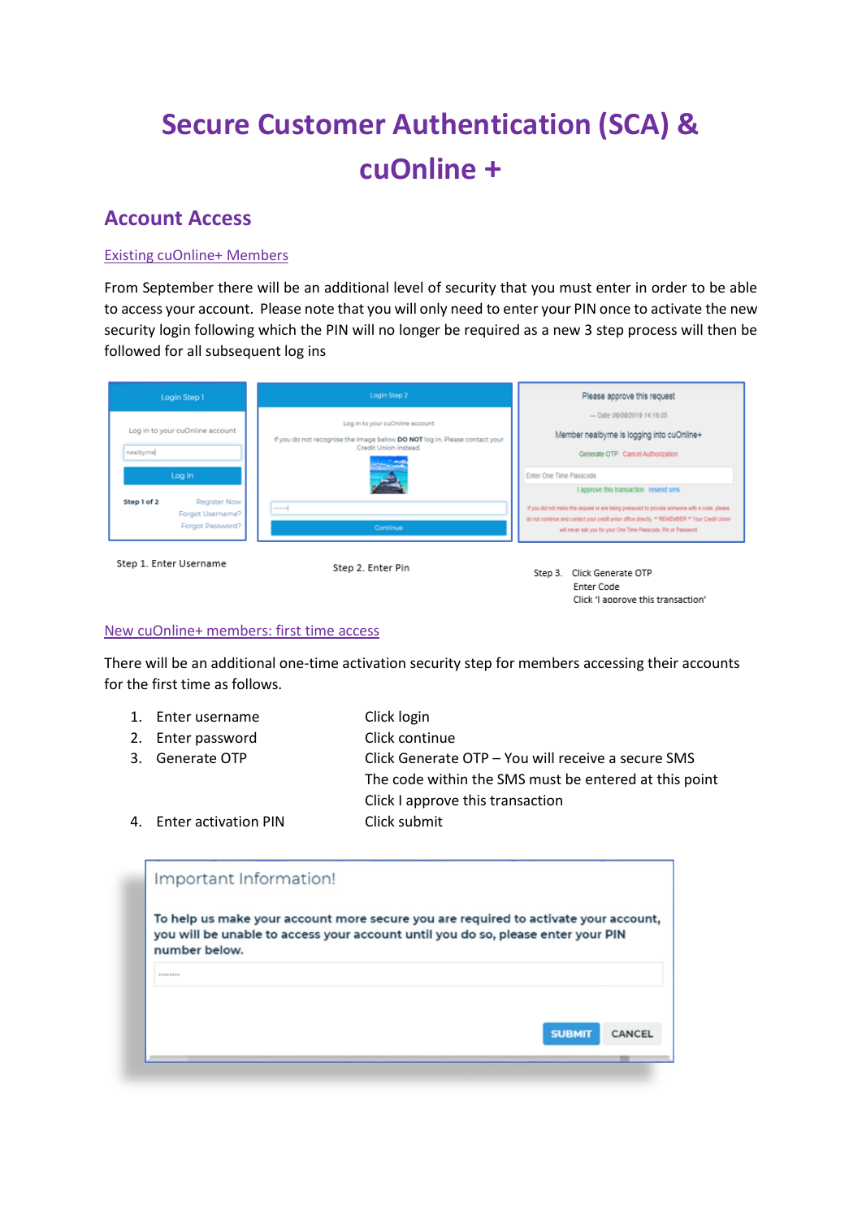# Secure Customer Authentication (SCA) & cuOnline +

## Account Access

### Existing cuOnline+ Members

From September there will be an additional level of security that you must enter in order to be able to access your account. Please note that you will only need to enter your PIN once to activate the new security login following which the PIN will no longer be required as a new 3 step process will then be followed for all subsequent log ins

Step 1. Enter Username

Step 2. Enter Pin

Step 3. Click Generate OTP
Enter Code
Click 'I approve this transaction'

### New cuOnline+ members: first time access

There will be an additional one-time activation security step for members accessing their accounts for the first time as follows.

1. Enter username — Click login
2. Enter password — Click continue
3. Generate OTP — Click Generate OTP – You will receive a secure SMS
   The code within the SMS must be entered at this point
   Click I approve this transaction
4. Enter activation PIN — Click submit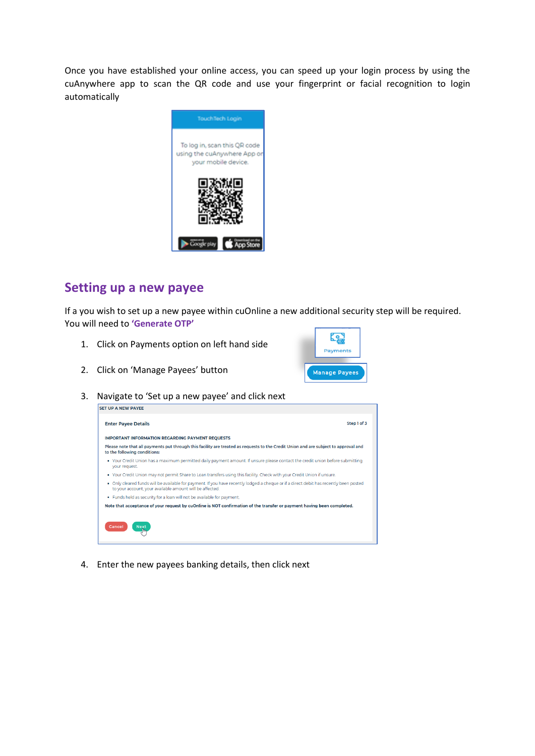Once you have established your online access, you can speed up your login process by using the cuAnywhere app to scan the QR code and use your fingerprint or facial recognition to login automatically

## Setting up a new payee

If a you wish to set up a new payee within cuOnline a new additional security step will be required. You will need to **'Generate OTP'**

1. Click on Payments option on left hand side
2. Click on 'Manage Payees' button
3. Navigate to 'Set up a new payee' and click next
4. Enter the new payees banking details, then click next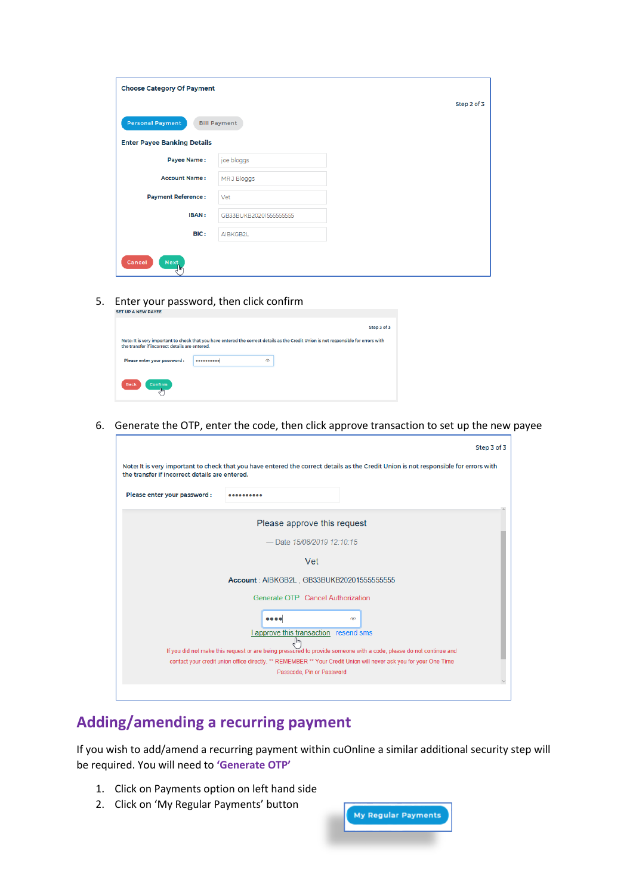Choose Category Of Payment

Step 2 of 3

Personal Payment | Bill Payment

Enter Payee Banking Details

Payee Name : joe bloggs

Account Name : MR J Bloggs

Payment Reference : Vet

IBAN : GB33BUKB20201555555555

BIC : AIBKGB2L

Cancel | Next

5. Enter your password, then click confirm

SET UP A NEW PAYEE

Step 3 of 3

Note: It is very important to check that you have entered the correct details as the Credit Union is not responsible for errors with the transfer if incorrect details are entered.

Please enter your password : ••••••••••

Back | Confirm

6. Generate the OTP, enter the code, then click approve transaction to set up the new payee

Step 3 of 3

Note: It is very important to check that you have entered the correct details as the Credit Union is not responsible for errors with the transfer if incorrect details are entered.

Please enter your password : ••••••••••

Please approve this request

— Date 15/08/2019 12:10:15

Vet

**Account** : AIBKGB2L , GB33BUKB20201555555555

Generate OTP Cancel Authorization

••••

I approve this transaction resend sms

If you did not make this request or are being pressured to provide someone with a code, please do not continue and contact your credit union office directly. ** REMEMBER ** Your Credit Union will never ask you for your One Time Passcode, Pin or Password

## Adding/amending a recurring payment

If you wish to add/amend a recurring payment within cuOnline a similar additional security step will be required. You will need to **'Generate OTP'**

1. Click on Payments option on left hand side
2. Click on 'My Regular Payments' button

My Regular Payments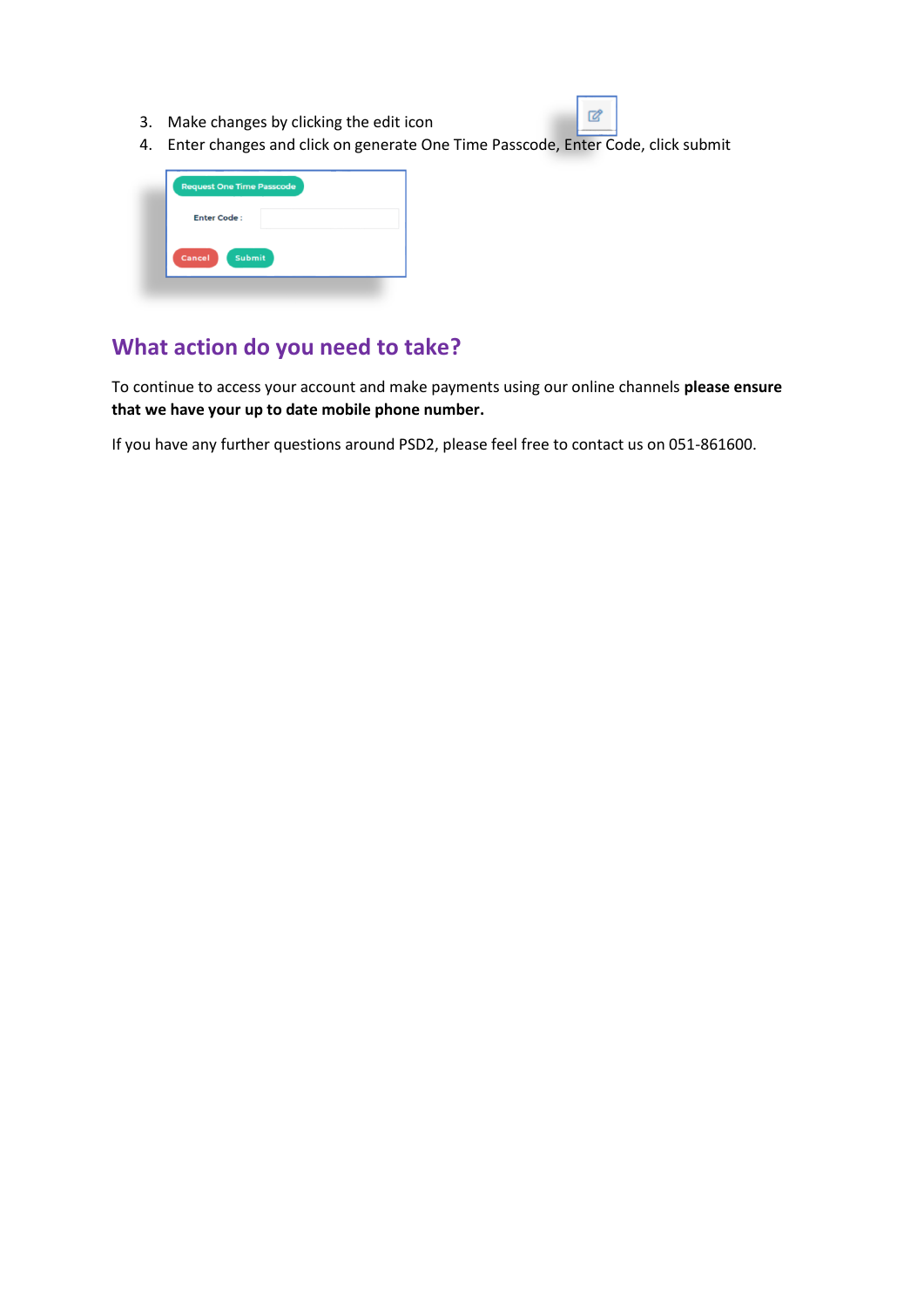3. Make changes by clicking the edit icon
4. Enter changes and click on generate One Time Passcode, Enter Code, click submit

## What action do you need to take?

To continue to access your account and make payments using our online channels **please ensure that we have your up to date mobile phone number.**

If you have any further questions around PSD2, please feel free to contact us on 051-861600.